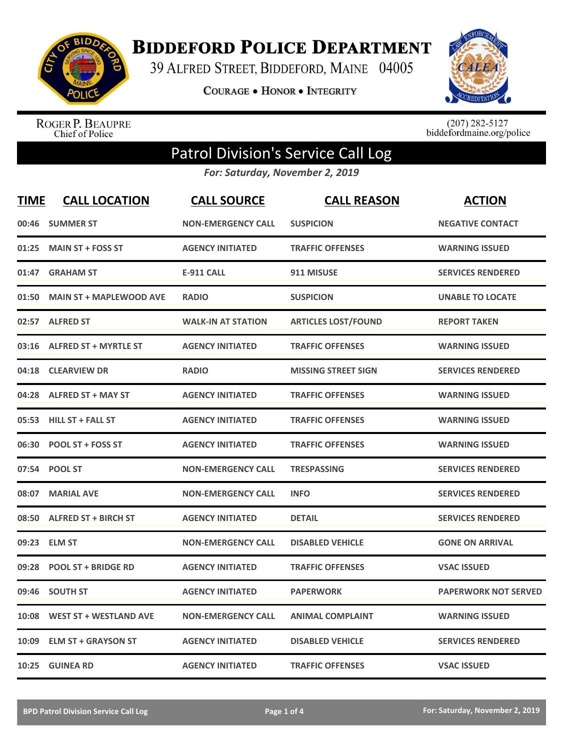# BIDDEFORD POLICE DEPARTMENT

39 ALFRED STREET, BIDDEFORD, MAINE 04005

COURAGE • HONOR • INTEGRITY

ROGER P. BEAUPRE
Chief of Police

(207) 282-5127
biddefordmaine.org/police

## Patrol Division's Service Call Log

*For: Saturday, November 2, 2019*

| TIME | CALL LOCATION | CALL SOURCE | CALL REASON | ACTION |
|---|---|---|---|---|
| 00:46 | SUMMER ST | NON-EMERGENCY CALL | SUSPICION | NEGATIVE CONTACT |
| 01:25 | MAIN ST + FOSS ST | AGENCY INITIATED | TRAFFIC OFFENSES | WARNING ISSUED |
| 01:47 | GRAHAM ST | E-911 CALL | 911 MISUSE | SERVICES RENDERED |
| 01:50 | MAIN ST + MAPLEWOOD AVE | RADIO | SUSPICION | UNABLE TO LOCATE |
| 02:57 | ALFRED ST | WALK-IN AT STATION | ARTICLES LOST/FOUND | REPORT TAKEN |
| 03:16 | ALFRED ST + MYRTLE ST | AGENCY INITIATED | TRAFFIC OFFENSES | WARNING ISSUED |
| 04:18 | CLEARVIEW DR | RADIO | MISSING STREET SIGN | SERVICES RENDERED |
| 04:28 | ALFRED ST + MAY ST | AGENCY INITIATED | TRAFFIC OFFENSES | WARNING ISSUED |
| 05:53 | HILL ST + FALL ST | AGENCY INITIATED | TRAFFIC OFFENSES | WARNING ISSUED |
| 06:30 | POOL ST + FOSS ST | AGENCY INITIATED | TRAFFIC OFFENSES | WARNING ISSUED |
| 07:54 | POOL ST | NON-EMERGENCY CALL | TRESPASSING | SERVICES RENDERED |
| 08:07 | MARIAL AVE | NON-EMERGENCY CALL | INFO | SERVICES RENDERED |
| 08:50 | ALFRED ST + BIRCH ST | AGENCY INITIATED | DETAIL | SERVICES RENDERED |
| 09:23 | ELM ST | NON-EMERGENCY CALL | DISABLED VEHICLE | GONE ON ARRIVAL |
| 09:28 | POOL ST + BRIDGE RD | AGENCY INITIATED | TRAFFIC OFFENSES | VSAC ISSUED |
| 09:46 | SOUTH ST | AGENCY INITIATED | PAPERWORK | PAPERWORK NOT SERVED |
| 10:08 | WEST ST + WESTLAND AVE | NON-EMERGENCY CALL | ANIMAL COMPLAINT | WARNING ISSUED |
| 10:09 | ELM ST + GRAYSON ST | AGENCY INITIATED | DISABLED VEHICLE | SERVICES RENDERED |
| 10:25 | GUINEA RD | AGENCY INITIATED | TRAFFIC OFFENSES | VSAC ISSUED |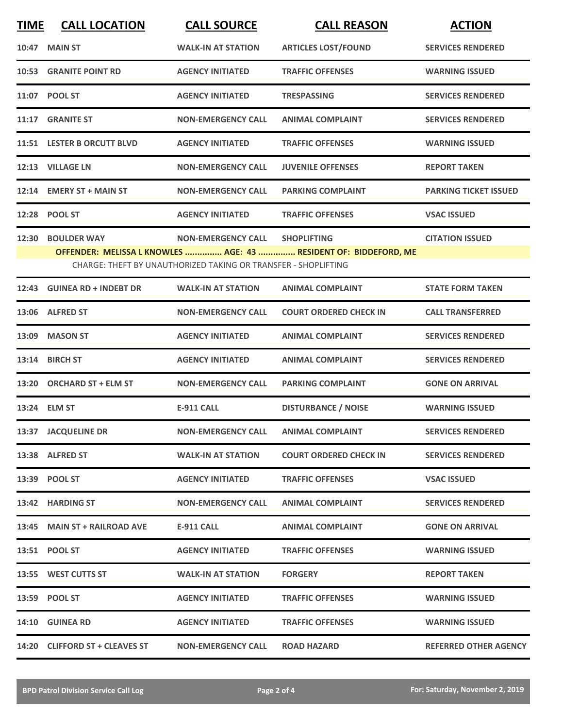| TIME | CALL LOCATION | CALL SOURCE | CALL REASON | ACTION |
|---|---|---|---|---|
| 10:47 | MAIN ST | WALK-IN AT STATION | ARTICLES LOST/FOUND | SERVICES RENDERED |
| 10:53 | GRANITE POINT RD | AGENCY INITIATED | TRAFFIC OFFENSES | WARNING ISSUED |
| 11:07 | POOL ST | AGENCY INITIATED | TRESPASSING | SERVICES RENDERED |
| 11:17 | GRANITE ST | NON-EMERGENCY CALL | ANIMAL COMPLAINT | SERVICES RENDERED |
| 11:51 | LESTER B ORCUTT BLVD | AGENCY INITIATED | TRAFFIC OFFENSES | WARNING ISSUED |
| 12:13 | VILLAGE LN | NON-EMERGENCY CALL | JUVENILE OFFENSES | REPORT TAKEN |
| 12:14 | EMERY ST + MAIN ST | NON-EMERGENCY CALL | PARKING COMPLAINT | PARKING TICKET ISSUED |
| 12:28 | POOL ST | AGENCY INITIATED | TRAFFIC OFFENSES | VSAC ISSUED |
| 12:30 | BOULDER WAY | NON-EMERGENCY CALL | SHOPLIFTING | CITATION ISSUED |

**OFFENDER: MELISSA L KNOWLES ............... AGE: 43 ............... RESIDENT OF: BIDDEFORD, ME**

CHARGE: THEFT BY UNAUTHORIZED TAKING OR TRANSFER - SHOPLIFTING

| TIME | CALL LOCATION | CALL SOURCE | CALL REASON | ACTION |
|---|---|---|---|---|
| 12:43 | GUINEA RD + INDEBT DR | WALK-IN AT STATION | ANIMAL COMPLAINT | STATE FORM TAKEN |
| 13:06 | ALFRED ST | NON-EMERGENCY CALL | COURT ORDERED CHECK IN | CALL TRANSFERRED |
| 13:09 | MASON ST | AGENCY INITIATED | ANIMAL COMPLAINT | SERVICES RENDERED |
| 13:14 | BIRCH ST | AGENCY INITIATED | ANIMAL COMPLAINT | SERVICES RENDERED |
| 13:20 | ORCHARD ST + ELM ST | NON-EMERGENCY CALL | PARKING COMPLAINT | GONE ON ARRIVAL |
| 13:24 | ELM ST | E-911 CALL | DISTURBANCE / NOISE | WARNING ISSUED |
| 13:37 | JACQUELINE DR | NON-EMERGENCY CALL | ANIMAL COMPLAINT | SERVICES RENDERED |
| 13:38 | ALFRED ST | WALK-IN AT STATION | COURT ORDERED CHECK IN | SERVICES RENDERED |
| 13:39 | POOL ST | AGENCY INITIATED | TRAFFIC OFFENSES | VSAC ISSUED |
| 13:42 | HARDING ST | NON-EMERGENCY CALL | ANIMAL COMPLAINT | SERVICES RENDERED |
| 13:45 | MAIN ST + RAILROAD AVE | E-911 CALL | ANIMAL COMPLAINT | GONE ON ARRIVAL |
| 13:51 | POOL ST | AGENCY INITIATED | TRAFFIC OFFENSES | WARNING ISSUED |
| 13:55 | WEST CUTTS ST | WALK-IN AT STATION | FORGERY | REPORT TAKEN |
| 13:59 | POOL ST | AGENCY INITIATED | TRAFFIC OFFENSES | WARNING ISSUED |
| 14:10 | GUINEA RD | AGENCY INITIATED | TRAFFIC OFFENSES | WARNING ISSUED |
| 14:20 | CLIFFORD ST + CLEAVES ST | NON-EMERGENCY CALL | ROAD HAZARD | REFERRED OTHER AGENCY |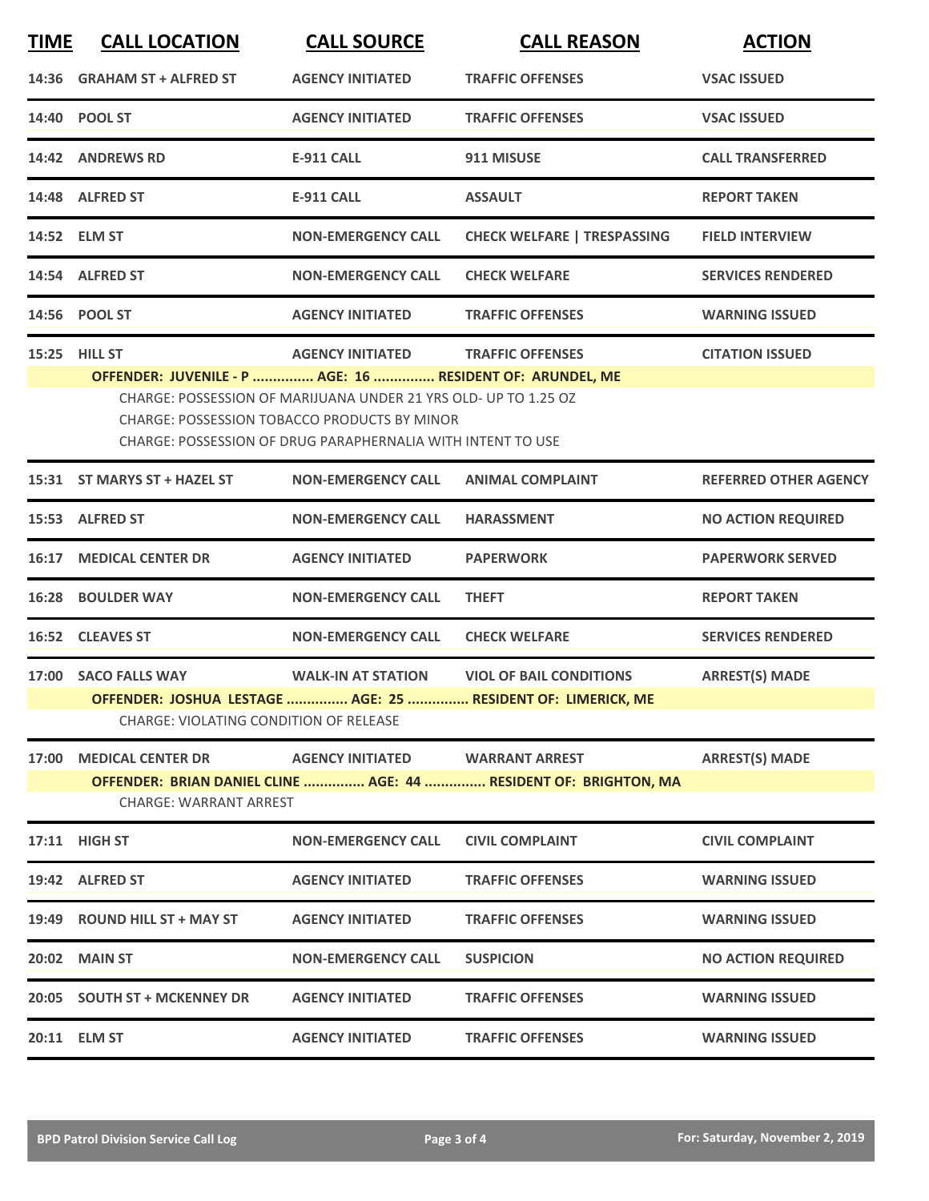| TIME | CALL LOCATION | CALL SOURCE | CALL REASON | ACTION |
|---|---|---|---|---|
| 14:36 | GRAHAM ST + ALFRED ST | AGENCY INITIATED | TRAFFIC OFFENSES | VSAC ISSUED |
| 14:40 | POOL ST | AGENCY INITIATED | TRAFFIC OFFENSES | VSAC ISSUED |
| 14:42 | ANDREWS RD | E-911 CALL | 911 MISUSE | CALL TRANSFERRED |
| 14:48 | ALFRED ST | E-911 CALL | ASSAULT | REPORT TAKEN |
| 14:52 | ELM ST | NON-EMERGENCY CALL | CHECK WELFARE \| TRESPASSING | FIELD INTERVIEW |
| 14:54 | ALFRED ST | NON-EMERGENCY CALL | CHECK WELFARE | SERVICES RENDERED |
| 14:56 | POOL ST | AGENCY INITIATED | TRAFFIC OFFENSES | WARNING ISSUED |
| 15:25 | HILL ST | AGENCY INITIATED | TRAFFIC OFFENSES | CITATION ISSUED |

**OFFENDER: JUVENILE - P ............... AGE: 16 ............... RESIDENT OF: ARUNDEL, ME**

CHARGE: POSSESSION OF MARIJUANA UNDER 21 YRS OLD- UP TO 1.25 OZ
CHARGE: POSSESSION TOBACCO PRODUCTS BY MINOR
CHARGE: POSSESSION OF DRUG PARAPHERNALIA WITH INTENT TO USE

| TIME | CALL LOCATION | CALL SOURCE | CALL REASON | ACTION |
|---|---|---|---|---|
| 15:31 | ST MARYS ST + HAZEL ST | NON-EMERGENCY CALL | ANIMAL COMPLAINT | REFERRED OTHER AGENCY |
| 15:53 | ALFRED ST | NON-EMERGENCY CALL | HARASSMENT | NO ACTION REQUIRED |
| 16:17 | MEDICAL CENTER DR | AGENCY INITIATED | PAPERWORK | PAPERWORK SERVED |
| 16:28 | BOULDER WAY | NON-EMERGENCY CALL | THEFT | REPORT TAKEN |
| 16:52 | CLEAVES ST | NON-EMERGENCY CALL | CHECK WELFARE | SERVICES RENDERED |
| 17:00 | SACO FALLS WAY | WALK-IN AT STATION | VIOL OF BAIL CONDITIONS | ARREST(S) MADE |

**OFFENDER: JOSHUA LESTAGE ............... AGE: 25 ............... RESIDENT OF: LIMERICK, ME**

CHARGE: VIOLATING CONDITION OF RELEASE

| TIME | CALL LOCATION | CALL SOURCE | CALL REASON | ACTION |
|---|---|---|---|---|
| 17:00 | MEDICAL CENTER DR | AGENCY INITIATED | WARRANT ARREST | ARREST(S) MADE |

**OFFENDER: BRIAN DANIEL CLINE ............... AGE: 44 ............... RESIDENT OF: BRIGHTON, MA**

CHARGE: WARRANT ARREST

| TIME | CALL LOCATION | CALL SOURCE | CALL REASON | ACTION |
|---|---|---|---|---|
| 17:11 | HIGH ST | NON-EMERGENCY CALL | CIVIL COMPLAINT | CIVIL COMPLAINT |
| 19:42 | ALFRED ST | AGENCY INITIATED | TRAFFIC OFFENSES | WARNING ISSUED |
| 19:49 | ROUND HILL ST + MAY ST | AGENCY INITIATED | TRAFFIC OFFENSES | WARNING ISSUED |
| 20:02 | MAIN ST | NON-EMERGENCY CALL | SUSPICION | NO ACTION REQUIRED |
| 20:05 | SOUTH ST + MCKENNEY DR | AGENCY INITIATED | TRAFFIC OFFENSES | WARNING ISSUED |
| 20:11 | ELM ST | AGENCY INITIATED | TRAFFIC OFFENSES | WARNING ISSUED |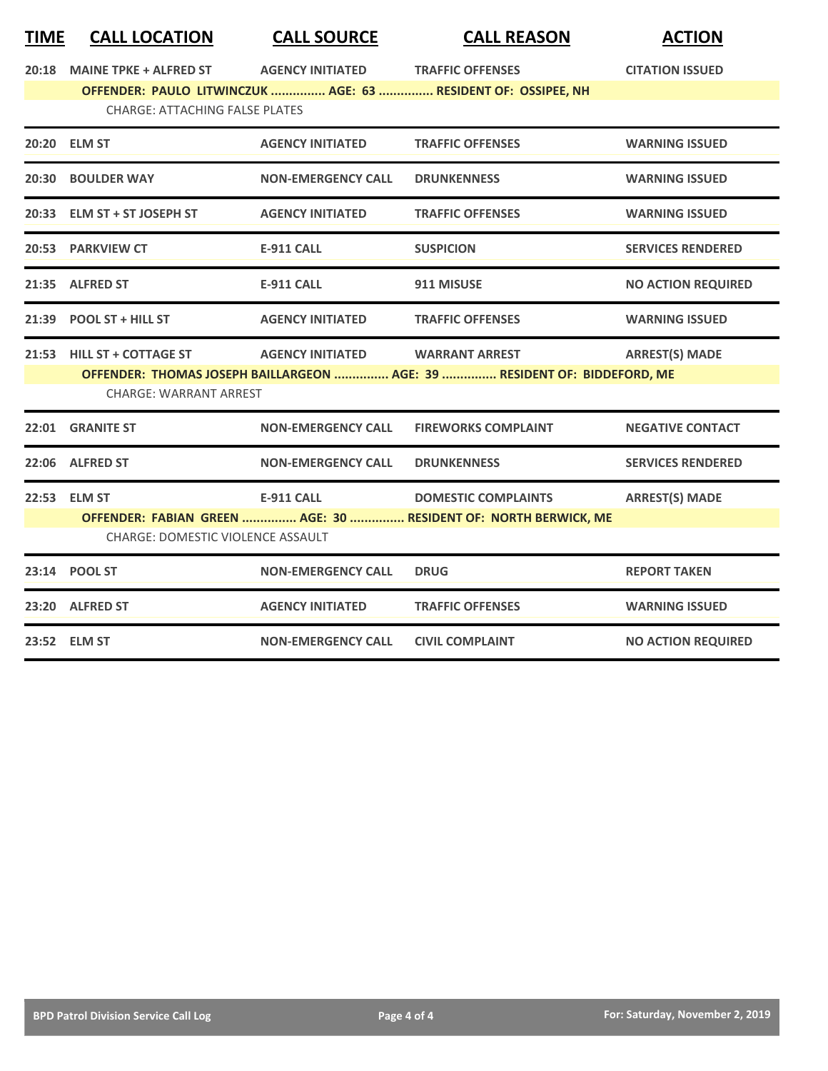| TIME | CALL LOCATION | CALL SOURCE | CALL REASON | ACTION |
|---|---|---|---|---|
| 20:18 | MAINE TPKE + ALFRED ST | AGENCY INITIATED | TRAFFIC OFFENSES | CITATION ISSUED |
| | OFFENDER: PAULO LITWINCZUK ............... AGE: 63 ............... RESIDENT OF: OSSIPEE, NH | | | |
| | CHARGE: ATTACHING FALSE PLATES | | | |
| 20:20 | ELM ST | AGENCY INITIATED | TRAFFIC OFFENSES | WARNING ISSUED |
| 20:30 | BOULDER WAY | NON-EMERGENCY CALL | DRUNKENNESS | WARNING ISSUED |
| 20:33 | ELM ST + ST JOSEPH ST | AGENCY INITIATED | TRAFFIC OFFENSES | WARNING ISSUED |
| 20:53 | PARKVIEW CT | E-911 CALL | SUSPICION | SERVICES RENDERED |
| 21:35 | ALFRED ST | E-911 CALL | 911 MISUSE | NO ACTION REQUIRED |
| 21:39 | POOL ST + HILL ST | AGENCY INITIATED | TRAFFIC OFFENSES | WARNING ISSUED |
| 21:53 | HILL ST + COTTAGE ST | AGENCY INITIATED | WARRANT ARREST | ARREST(S) MADE |
| | OFFENDER: THOMAS JOSEPH BAILLARGEON ............... AGE: 39 ............... RESIDENT OF: BIDDEFORD, ME | | | |
| | CHARGE: WARRANT ARREST | | | |
| 22:01 | GRANITE ST | NON-EMERGENCY CALL | FIREWORKS COMPLAINT | NEGATIVE CONTACT |
| 22:06 | ALFRED ST | NON-EMERGENCY CALL | DRUNKENNESS | SERVICES RENDERED |
| 22:53 | ELM ST | E-911 CALL | DOMESTIC COMPLAINTS | ARREST(S) MADE |
| | OFFENDER: FABIAN GREEN ............... AGE: 30 ............... RESIDENT OF: NORTH BERWICK, ME | | | |
| | CHARGE: DOMESTIC VIOLENCE ASSAULT | | | |
| 23:14 | POOL ST | NON-EMERGENCY CALL | DRUG | REPORT TAKEN |
| 23:20 | ALFRED ST | AGENCY INITIATED | TRAFFIC OFFENSES | WARNING ISSUED |
| 23:52 | ELM ST | NON-EMERGENCY CALL | CIVIL COMPLAINT | NO ACTION REQUIRED |